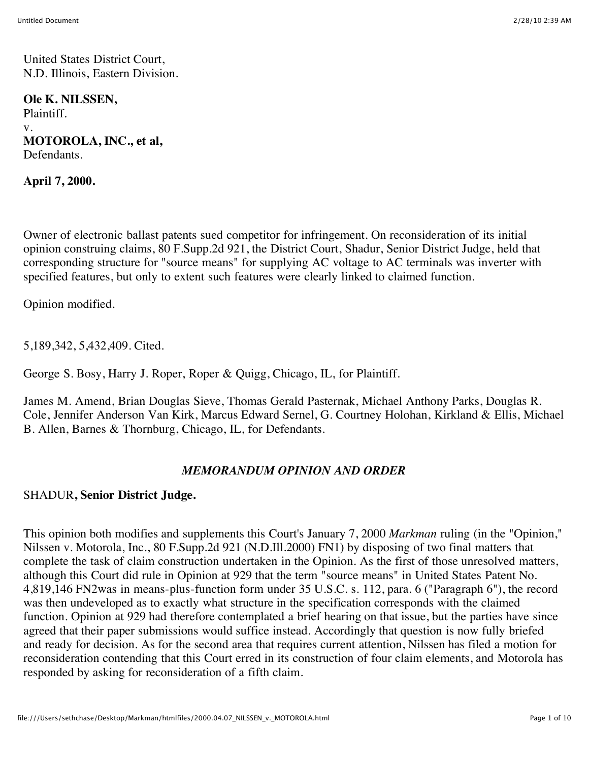United States District Court,
N.D. Illinois, Eastern Division.

**Ole K. NILSSEN,**
Plaintiff.
v.
**MOTOROLA, INC., et al,**
Defendants.

**April 7, 2000.**

Owner of electronic ballast patents sued competitor for infringement. On reconsideration of its initial opinion construing claims, 80 F.Supp.2d 921, the District Court, Shadur, Senior District Judge, held that corresponding structure for "source means" for supplying AC voltage to AC terminals was inverter with specified features, but only to extent such features were clearly linked to claimed function.

Opinion modified.

5,189,342, 5,432,409. Cited.

George S. Bosy, Harry J. Roper, Roper & Quigg, Chicago, IL, for Plaintiff.

James M. Amend, Brian Douglas Sieve, Thomas Gerald Pasternak, Michael Anthony Parks, Douglas R. Cole, Jennifer Anderson Van Kirk, Marcus Edward Sernel, G. Courtney Holohan, Kirkland & Ellis, Michael B. Allen, Barnes & Thornburg, Chicago, IL, for Defendants.

## *MEMORANDUM OPINION AND ORDER*

SHADUR**, Senior District Judge.**

This opinion both modifies and supplements this Court's January 7, 2000 *Markman* ruling (in the "Opinion," Nilssen v. Motorola, Inc., 80 F.Supp.2d 921 (N.D.Ill.2000) FN1) by disposing of two final matters that complete the task of claim construction undertaken in the Opinion. As the first of those unresolved matters, although this Court did rule in Opinion at 929 that the term "source means" in United States Patent No. 4,819,146 FN2was in means-plus-function form under 35 U.S.C. s. 112, para. 6 ("Paragraph 6"), the record was then undeveloped as to exactly what structure in the specification corresponds with the claimed function. Opinion at 929 had therefore contemplated a brief hearing on that issue, but the parties have since agreed that their paper submissions would suffice instead. Accordingly that question is now fully briefed and ready for decision. As for the second area that requires current attention, Nilssen has filed a motion for reconsideration contending that this Court erred in its construction of four claim elements, and Motorola has responded by asking for reconsideration of a fifth claim.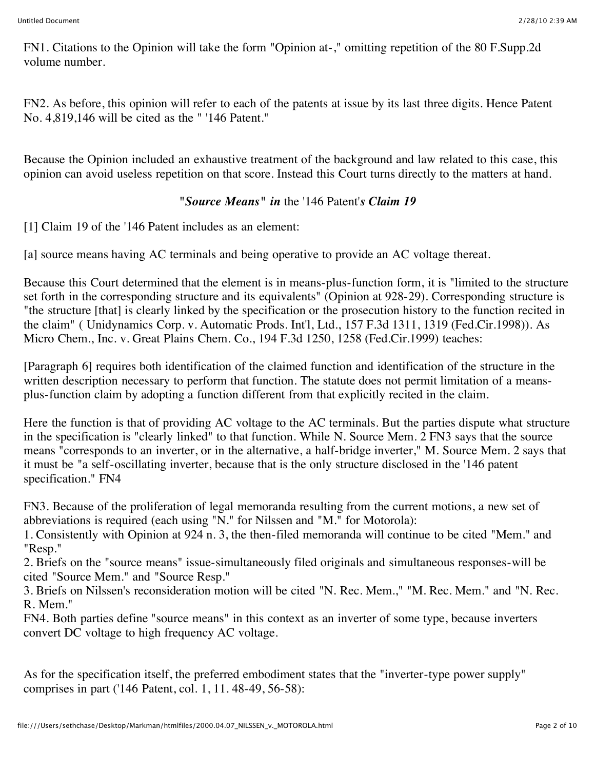FN1. Citations to the Opinion will take the form "Opinion at-," omitting repetition of the 80 F.Supp.2d volume number.

FN2. As before, this opinion will refer to each of the patents at issue by its last three digits. Hence Patent No. 4,819,146 will be cited as the " '146 Patent."

Because the Opinion included an exhaustive treatment of the background and law related to this case, this opinion can avoid useless repetition on that score. Instead this Court turns directly to the matters at hand.

### "*Source Means*" *in* the '146 Patent'*s Claim 19*

[1] Claim 19 of the '146 Patent includes as an element:

[a] source means having AC terminals and being operative to provide an AC voltage thereat.

Because this Court determined that the element is in means-plus-function form, it is "limited to the structure set forth in the corresponding structure and its equivalents" (Opinion at 928-29). Corresponding structure is "the structure [that] is clearly linked by the specification or the prosecution history to the function recited in the claim" ( Unidynamics Corp. v. Automatic Prods. Int'l, Ltd., 157 F.3d 1311, 1319 (Fed.Cir.1998)). As Micro Chem., Inc. v. Great Plains Chem. Co., 194 F.3d 1250, 1258 (Fed.Cir.1999) teaches:

[Paragraph 6] requires both identification of the claimed function and identification of the structure in the written description necessary to perform that function. The statute does not permit limitation of a means-plus-function claim by adopting a function different from that explicitly recited in the claim.

Here the function is that of providing AC voltage to the AC terminals. But the parties dispute what structure in the specification is "clearly linked" to that function. While N. Source Mem. 2 FN3 says that the source means "corresponds to an inverter, or in the alternative, a half-bridge inverter," M. Source Mem. 2 says that it must be "a self-oscillating inverter, because that is the only structure disclosed in the '146 patent specification." FN4

FN3. Because of the proliferation of legal memoranda resulting from the current motions, a new set of abbreviations is required (each using "N." for Nilssen and "M." for Motorola):
1. Consistently with Opinion at 924 n. 3, the then-filed memoranda will continue to be cited "Mem." and "Resp."
2. Briefs on the "source means" issue-simultaneously filed originals and simultaneous responses-will be cited "Source Mem." and "Source Resp."
3. Briefs on Nilssen's reconsideration motion will be cited "N. Rec. Mem.," "M. Rec. Mem." and "N. Rec. R. Mem."
FN4. Both parties define "source means" in this context as an inverter of some type, because inverters convert DC voltage to high frequency AC voltage.

As for the specification itself, the preferred embodiment states that the "inverter-type power supply" comprises in part ('146 Patent, col. 1, 11. 48-49, 56-58):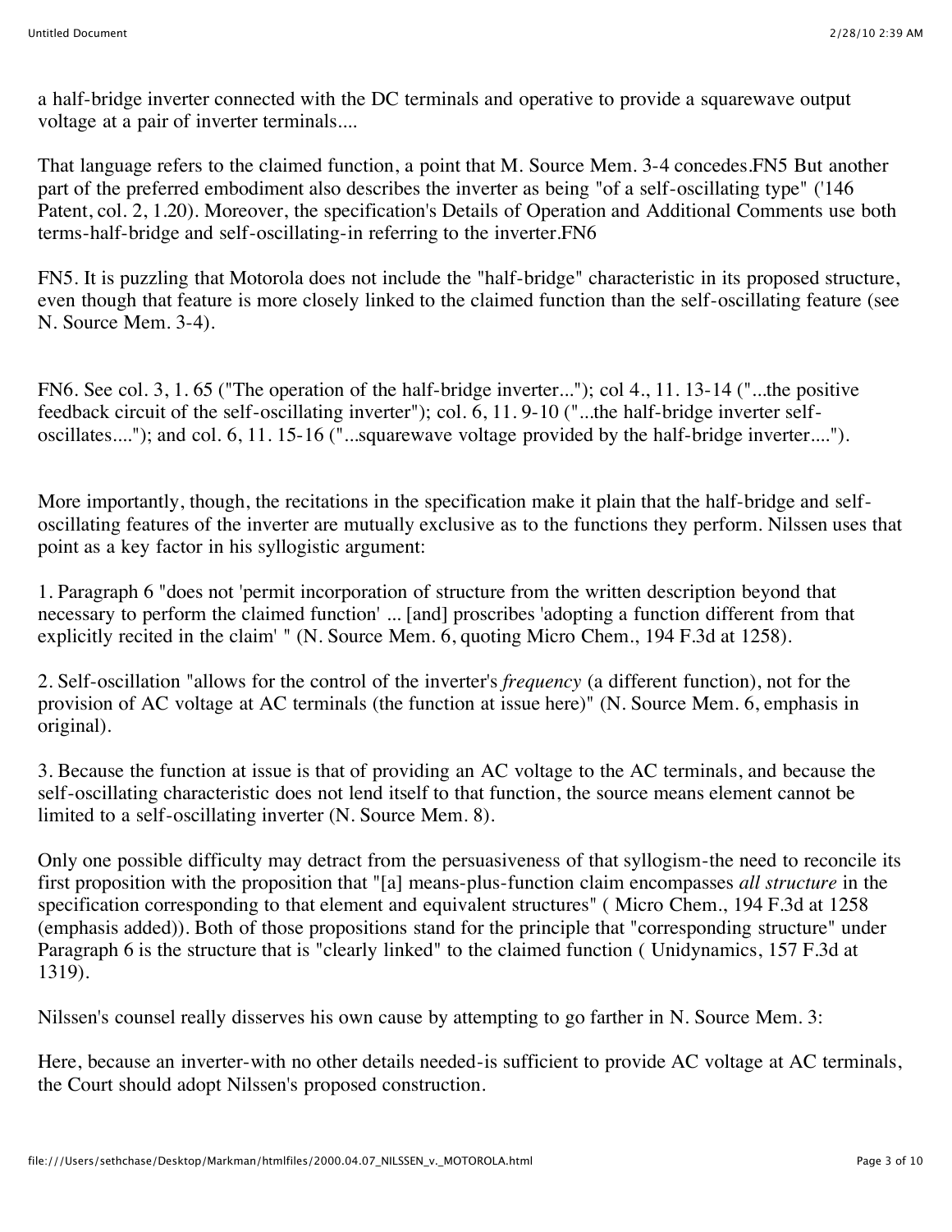a half-bridge inverter connected with the DC terminals and operative to provide a squarewave output voltage at a pair of inverter terminals....

That language refers to the claimed function, a point that M. Source Mem. 3-4 concedes.FN5 But another part of the preferred embodiment also describes the inverter as being "of a self-oscillating type" ('146 Patent, col. 2, 1.20). Moreover, the specification's Details of Operation and Additional Comments use both terms-half-bridge and self-oscillating-in referring to the inverter.FN6

FN5. It is puzzling that Motorola does not include the "half-bridge" characteristic in its proposed structure, even though that feature is more closely linked to the claimed function than the self-oscillating feature (see N. Source Mem. 3-4).

FN6. See col. 3, 1. 65 ("The operation of the half-bridge inverter..."); col 4., 11. 13-14 ("...the positive feedback circuit of the self-oscillating inverter"); col. 6, 11. 9-10 ("...the half-bridge inverter self-oscillates...."); and col. 6, 11. 15-16 ("...squarewave voltage provided by the half-bridge inverter....").

More importantly, though, the recitations in the specification make it plain that the half-bridge and self-oscillating features of the inverter are mutually exclusive as to the functions they perform. Nilssen uses that point as a key factor in his syllogistic argument:

1. Paragraph 6 "does not 'permit incorporation of structure from the written description beyond that necessary to perform the claimed function' ... [and] proscribes 'adopting a function different from that explicitly recited in the claim' " (N. Source Mem. 6, quoting Micro Chem., 194 F.3d at 1258).

2. Self-oscillation "allows for the control of the inverter's *frequency* (a different function), not for the provision of AC voltage at AC terminals (the function at issue here)" (N. Source Mem. 6, emphasis in original).

3. Because the function at issue is that of providing an AC voltage to the AC terminals, and because the self-oscillating characteristic does not lend itself to that function, the source means element cannot be limited to a self-oscillating inverter (N. Source Mem. 8).

Only one possible difficulty may detract from the persuasiveness of that syllogism-the need to reconcile its first proposition with the proposition that "[a] means-plus-function claim encompasses *all structure* in the specification corresponding to that element and equivalent structures" ( Micro Chem., 194 F.3d at 1258 (emphasis added)). Both of those propositions stand for the principle that "corresponding structure" under Paragraph 6 is the structure that is "clearly linked" to the claimed function ( Unidynamics, 157 F.3d at 1319).

Nilssen's counsel really disserves his own cause by attempting to go farther in N. Source Mem. 3:

Here, because an inverter-with no other details needed-is sufficient to provide AC voltage at AC terminals, the Court should adopt Nilssen's proposed construction.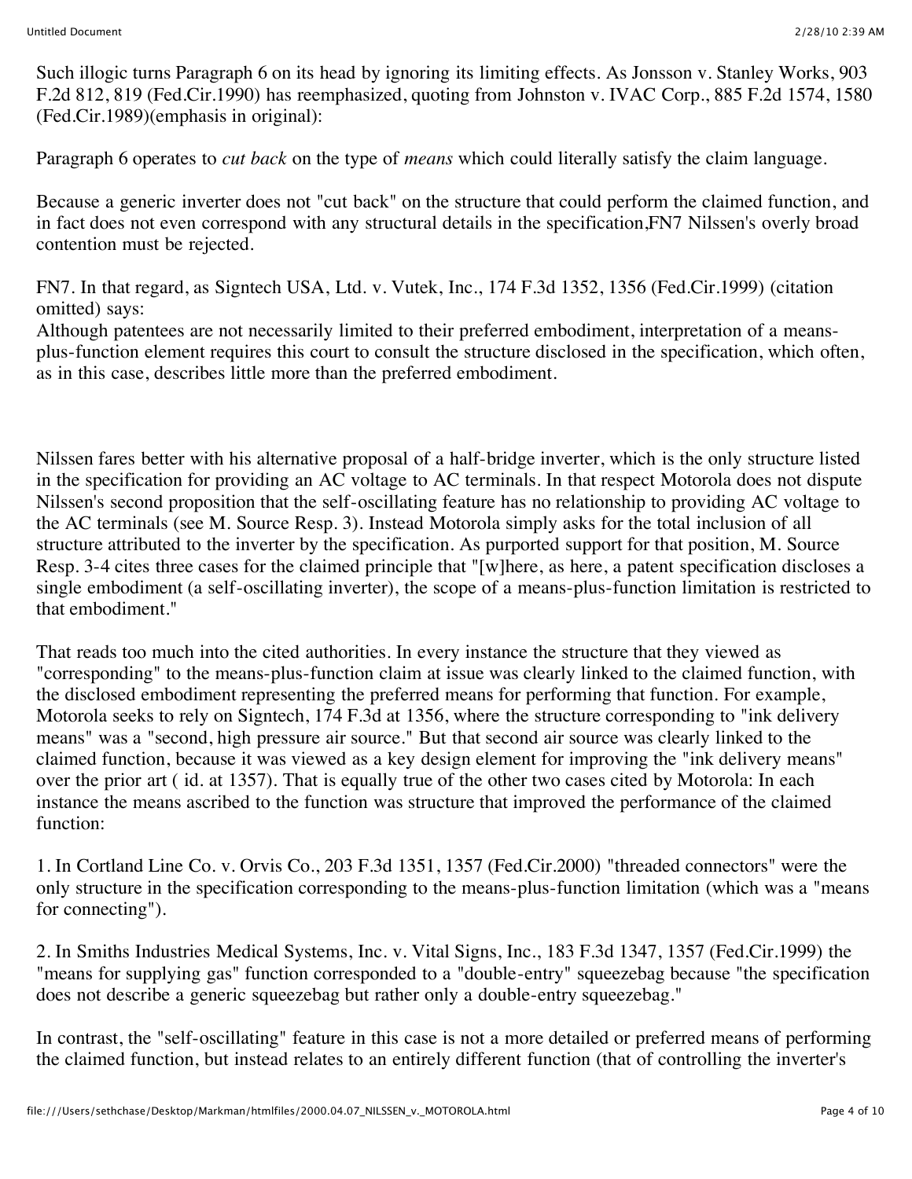Such illogic turns Paragraph 6 on its head by ignoring its limiting effects. As Jonsson v. Stanley Works, 903 F.2d 812, 819 (Fed.Cir.1990) has reemphasized, quoting from Johnston v. IVAC Corp., 885 F.2d 1574, 1580 (Fed.Cir.1989)(emphasis in original):

Paragraph 6 operates to *cut back* on the type of *means* which could literally satisfy the claim language.

Because a generic inverter does not "cut back" on the structure that could perform the claimed function, and in fact does not even correspond with any structural details in the specification,FN7 Nilssen's overly broad contention must be rejected.

FN7. In that regard, as Signtech USA, Ltd. v. Vutek, Inc., 174 F.3d 1352, 1356 (Fed.Cir.1999) (citation omitted) says:
Although patentees are not necessarily limited to their preferred embodiment, interpretation of a means-plus-function element requires this court to consult the structure disclosed in the specification, which often, as in this case, describes little more than the preferred embodiment.

Nilssen fares better with his alternative proposal of a half-bridge inverter, which is the only structure listed in the specification for providing an AC voltage to AC terminals. In that respect Motorola does not dispute Nilssen's second proposition that the self-oscillating feature has no relationship to providing AC voltage to the AC terminals (see M. Source Resp. 3). Instead Motorola simply asks for the total inclusion of all structure attributed to the inverter by the specification. As purported support for that position, M. Source Resp. 3-4 cites three cases for the claimed principle that "[w]here, as here, a patent specification discloses a single embodiment (a self-oscillating inverter), the scope of a means-plus-function limitation is restricted to that embodiment."

That reads too much into the cited authorities. In every instance the structure that they viewed as "corresponding" to the means-plus-function claim at issue was clearly linked to the claimed function, with the disclosed embodiment representing the preferred means for performing that function. For example, Motorola seeks to rely on Signtech, 174 F.3d at 1356, where the structure corresponding to "ink delivery means" was a "second, high pressure air source." But that second air source was clearly linked to the claimed function, because it was viewed as a key design element for improving the "ink delivery means" over the prior art ( id. at 1357). That is equally true of the other two cases cited by Motorola: In each instance the means ascribed to the function was structure that improved the performance of the claimed function:

1. In Cortland Line Co. v. Orvis Co., 203 F.3d 1351, 1357 (Fed.Cir.2000) "threaded connectors" were the only structure in the specification corresponding to the means-plus-function limitation (which was a "means for connecting").

2. In Smiths Industries Medical Systems, Inc. v. Vital Signs, Inc., 183 F.3d 1347, 1357 (Fed.Cir.1999) the "means for supplying gas" function corresponded to a "double-entry" squeezebag because "the specification does not describe a generic squeezebag but rather only a double-entry squeezebag."

In contrast, the "self-oscillating" feature in this case is not a more detailed or preferred means of performing the claimed function, but instead relates to an entirely different function (that of controlling the inverter's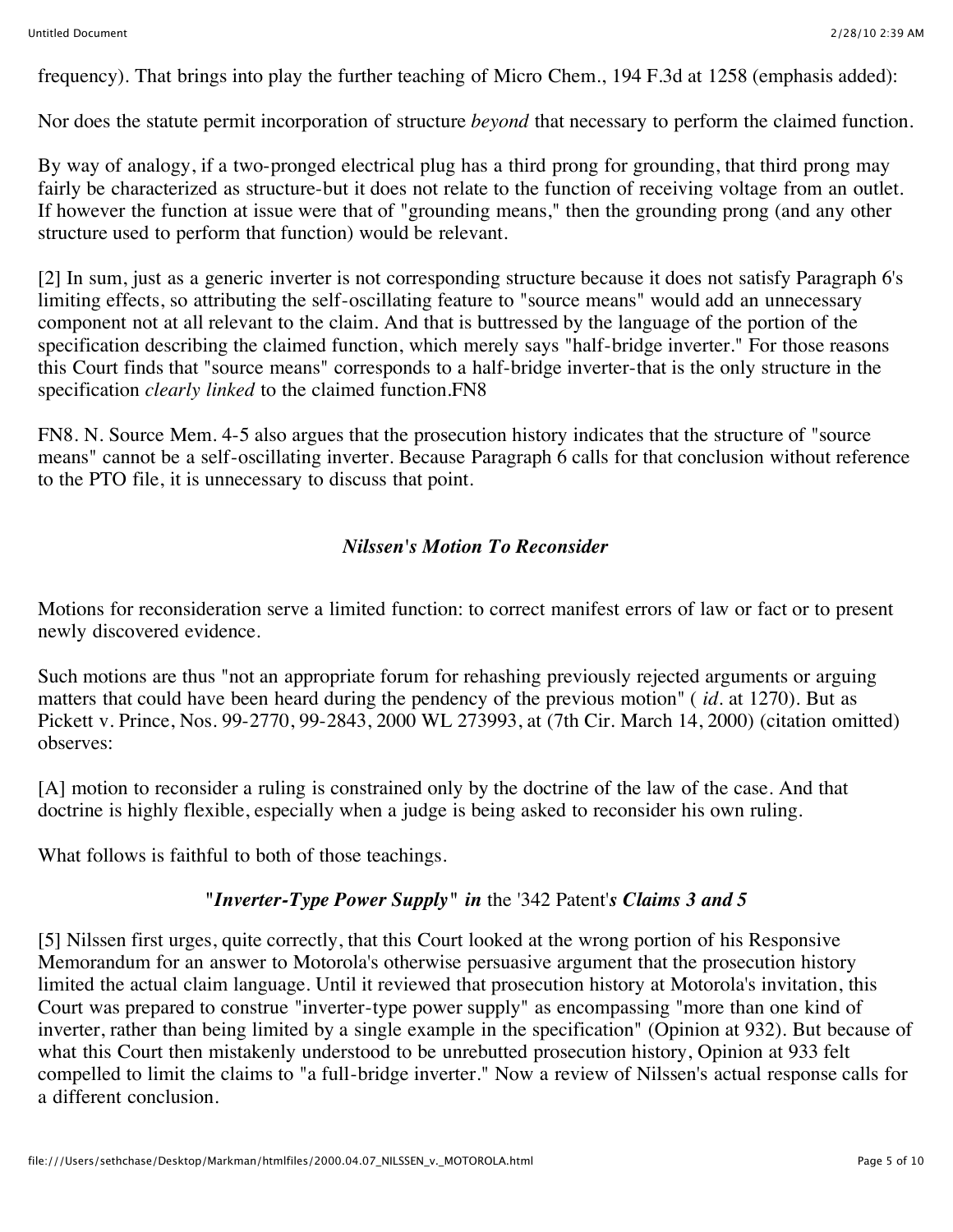frequency). That brings into play the further teaching of Micro Chem., 194 F.3d at 1258 (emphasis added):

Nor does the statute permit incorporation of structure *beyond* that necessary to perform the claimed function.

By way of analogy, if a two-pronged electrical plug has a third prong for grounding, that third prong may fairly be characterized as structure-but it does not relate to the function of receiving voltage from an outlet. If however the function at issue were that of "grounding means," then the grounding prong (and any other structure used to perform that function) would be relevant.

[2] In sum, just as a generic inverter is not corresponding structure because it does not satisfy Paragraph 6's limiting effects, so attributing the self-oscillating feature to "source means" would add an unnecessary component not at all relevant to the claim. And that is buttressed by the language of the portion of the specification describing the claimed function, which merely says "half-bridge inverter." For those reasons this Court finds that "source means" corresponds to a half-bridge inverter-that is the only structure in the specification *clearly linked* to the claimed function.FN8

FN8. N. Source Mem. 4-5 also argues that the prosecution history indicates that the structure of "source means" cannot be a self-oscillating inverter. Because Paragraph 6 calls for that conclusion without reference to the PTO file, it is unnecessary to discuss that point.

### *Nilssen's Motion To Reconsider*

Motions for reconsideration serve a limited function: to correct manifest errors of law or fact or to present newly discovered evidence.

Such motions are thus "not an appropriate forum for rehashing previously rejected arguments or arguing matters that could have been heard during the pendency of the previous motion" ( *id.* at 1270). But as Pickett v. Prince, Nos. 99-2770, 99-2843, 2000 WL 273993, at (7th Cir. March 14, 2000) (citation omitted) observes:

[A] motion to reconsider a ruling is constrained only by the doctrine of the law of the case. And that doctrine is highly flexible, especially when a judge is being asked to reconsider his own ruling.

What follows is faithful to both of those teachings.

### *"Inverter-Type Power Supply" in* the '342 Patent'*s Claims 3 and 5*

[5] Nilssen first urges, quite correctly, that this Court looked at the wrong portion of his Responsive Memorandum for an answer to Motorola's otherwise persuasive argument that the prosecution history limited the actual claim language. Until it reviewed that prosecution history at Motorola's invitation, this Court was prepared to construe "inverter-type power supply" as encompassing "more than one kind of inverter, rather than being limited by a single example in the specification" (Opinion at 932). But because of what this Court then mistakenly understood to be unrebutted prosecution history, Opinion at 933 felt compelled to limit the claims to "a full-bridge inverter." Now a review of Nilssen's actual response calls for a different conclusion.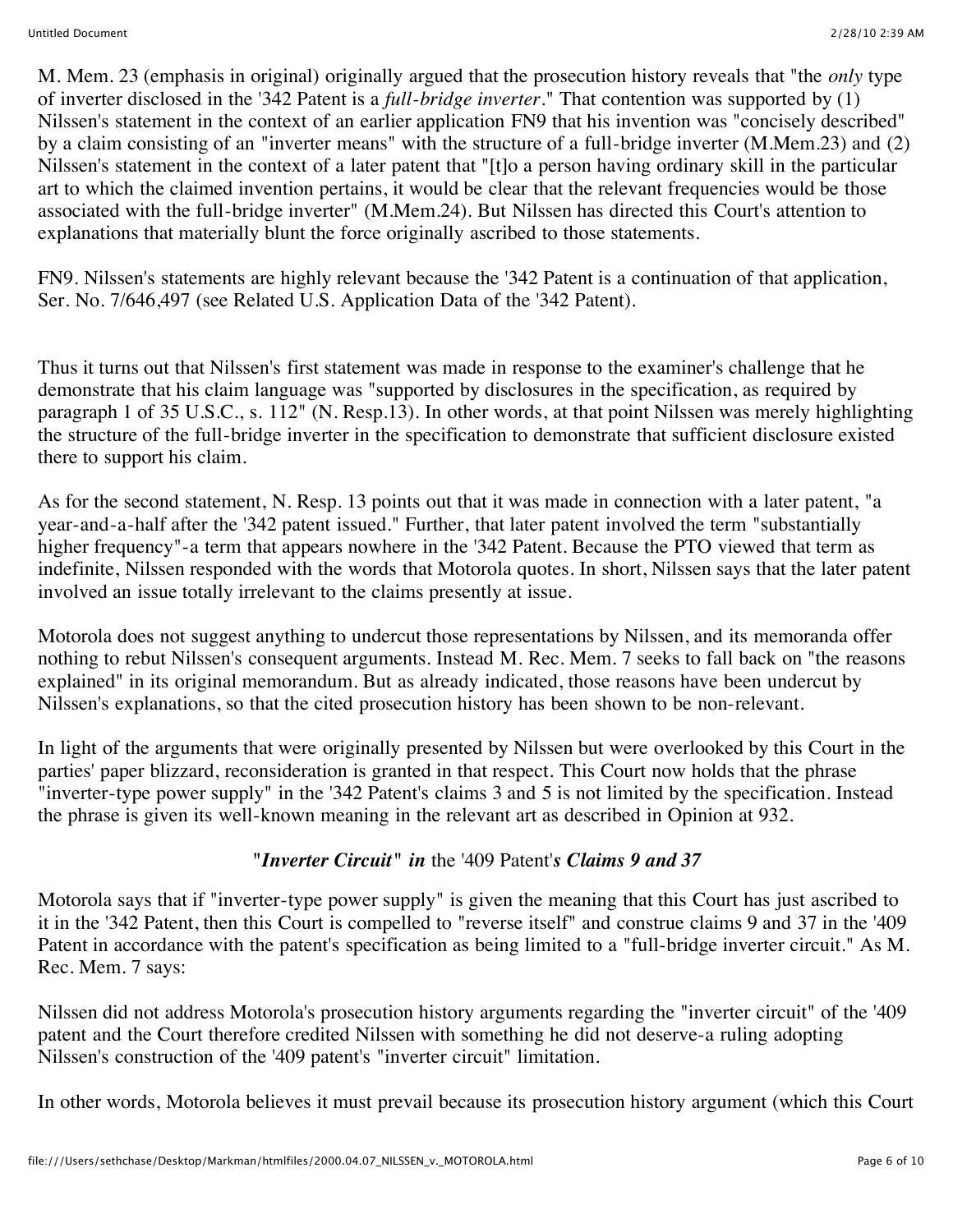M. Mem. 23 (emphasis in original) originally argued that the prosecution history reveals that "the *only* type of inverter disclosed in the '342 Patent is a *full-bridge inverter*." That contention was supported by (1) Nilssen's statement in the context of an earlier application FN9 that his invention was "concisely described" by a claim consisting of an "inverter means" with the structure of a full-bridge inverter (M.Mem.23) and (2) Nilssen's statement in the context of a later patent that "[t]o a person having ordinary skill in the particular art to which the claimed invention pertains, it would be clear that the relevant frequencies would be those associated with the full-bridge inverter" (M.Mem.24). But Nilssen has directed this Court's attention to explanations that materially blunt the force originally ascribed to those statements.

FN9. Nilssen's statements are highly relevant because the '342 Patent is a continuation of that application, Ser. No. 7/646,497 (see Related U.S. Application Data of the '342 Patent).

Thus it turns out that Nilssen's first statement was made in response to the examiner's challenge that he demonstrate that his claim language was "supported by disclosures in the specification, as required by paragraph 1 of 35 U.S.C., s. 112" (N. Resp.13). In other words, at that point Nilssen was merely highlighting the structure of the full-bridge inverter in the specification to demonstrate that sufficient disclosure existed there to support his claim.

As for the second statement, N. Resp. 13 points out that it was made in connection with a later patent, "a year-and-a-half after the '342 patent issued." Further, that later patent involved the term "substantially higher frequency"-a term that appears nowhere in the '342 Patent. Because the PTO viewed that term as indefinite, Nilssen responded with the words that Motorola quotes. In short, Nilssen says that the later patent involved an issue totally irrelevant to the claims presently at issue.

Motorola does not suggest anything to undercut those representations by Nilssen, and its memoranda offer nothing to rebut Nilssen's consequent arguments. Instead M. Rec. Mem. 7 seeks to fall back on "the reasons explained" in its original memorandum. But as already indicated, those reasons have been undercut by Nilssen's explanations, so that the cited prosecution history has been shown to be non-relevant.

In light of the arguments that were originally presented by Nilssen but were overlooked by this Court in the parties' paper blizzard, reconsideration is granted in that respect. This Court now holds that the phrase "inverter-type power supply" in the '342 Patent's claims 3 and 5 is not limited by the specification. Instead the phrase is given its well-known meaning in the relevant art as described in Opinion at 932.

### *"Inverter Circuit" in* the '409 Patent*'s Claims 9 and 37*

Motorola says that if "inverter-type power supply" is given the meaning that this Court has just ascribed to it in the '342 Patent, then this Court is compelled to "reverse itself" and construe claims 9 and 37 in the '409 Patent in accordance with the patent's specification as being limited to a "full-bridge inverter circuit." As M. Rec. Mem. 7 says:

Nilssen did not address Motorola's prosecution history arguments regarding the "inverter circuit" of the '409 patent and the Court therefore credited Nilssen with something he did not deserve-a ruling adopting Nilssen's construction of the '409 patent's "inverter circuit" limitation.

In other words, Motorola believes it must prevail because its prosecution history argument (which this Court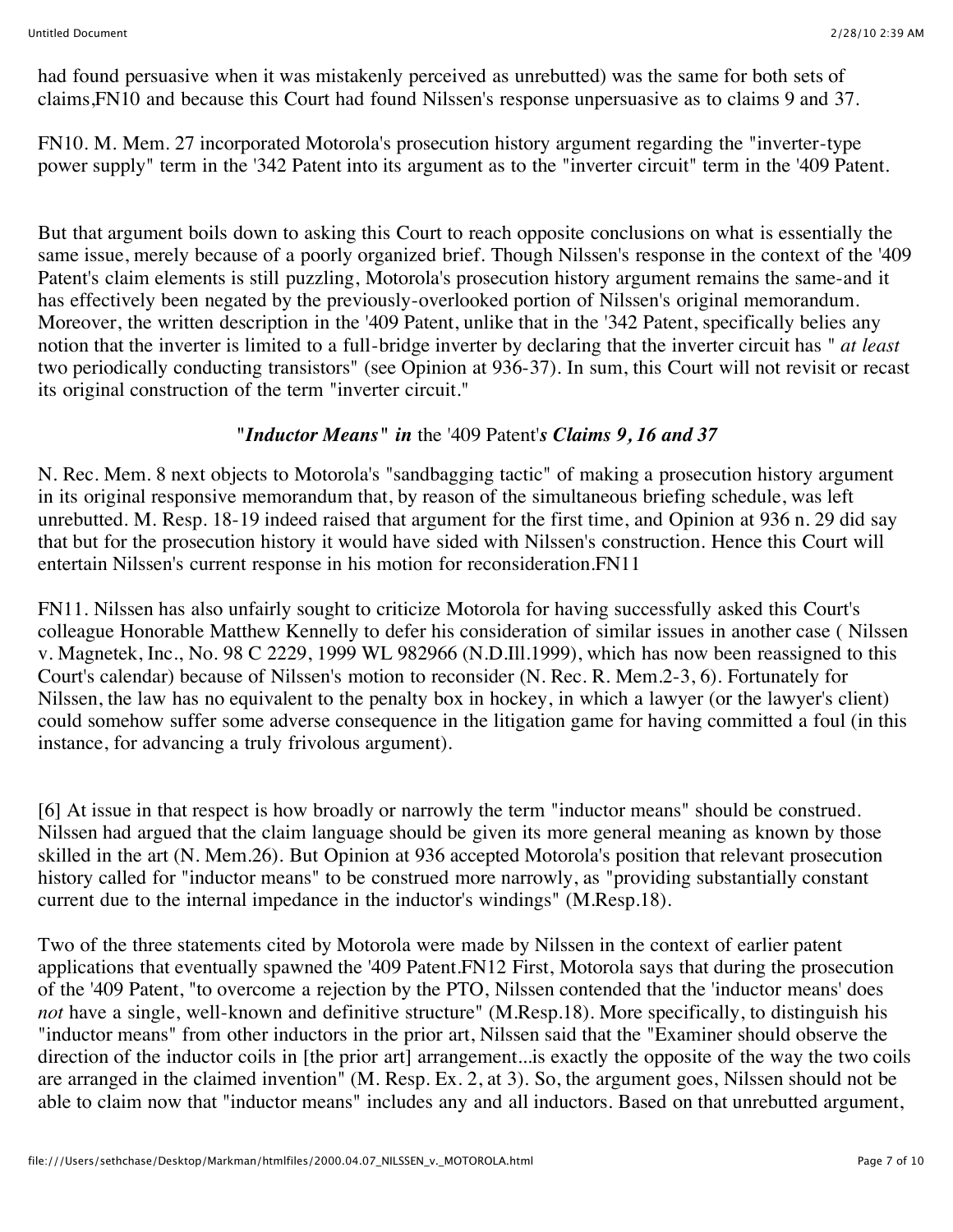had found persuasive when it was mistakenly perceived as unrebutted) was the same for both sets of claims,FN10 and because this Court had found Nilssen's response unpersuasive as to claims 9 and 37.

FN10. M. Mem. 27 incorporated Motorola's prosecution history argument regarding the "inverter-type power supply" term in the '342 Patent into its argument as to the "inverter circuit" term in the '409 Patent.

But that argument boils down to asking this Court to reach opposite conclusions on what is essentially the same issue, merely because of a poorly organized brief. Though Nilssen's response in the context of the '409 Patent's claim elements is still puzzling, Motorola's prosecution history argument remains the same-and it has effectively been negated by the previously-overlooked portion of Nilssen's original memorandum. Moreover, the written description in the '409 Patent, unlike that in the '342 Patent, specifically belies any notion that the inverter is limited to a full-bridge inverter by declaring that the inverter circuit has " *at least* two periodically conducting transistors" (see Opinion at 936-37). In sum, this Court will not revisit or recast its original construction of the term "inverter circuit."

### "*Inductor Means*" *in* the '409 Patent'*s Claims 9, 16 and 37*

N. Rec. Mem. 8 next objects to Motorola's "sandbagging tactic" of making a prosecution history argument in its original responsive memorandum that, by reason of the simultaneous briefing schedule, was left unrebutted. M. Resp. 18-19 indeed raised that argument for the first time, and Opinion at 936 n. 29 did say that but for the prosecution history it would have sided with Nilssen's construction. Hence this Court will entertain Nilssen's current response in his motion for reconsideration.FN11

FN11. Nilssen has also unfairly sought to criticize Motorola for having successfully asked this Court's colleague Honorable Matthew Kennelly to defer his consideration of similar issues in another case ( Nilssen v. Magnetek, Inc., No. 98 C 2229, 1999 WL 982966 (N.D.Ill.1999), which has now been reassigned to this Court's calendar) because of Nilssen's motion to reconsider (N. Rec. R. Mem.2-3, 6). Fortunately for Nilssen, the law has no equivalent to the penalty box in hockey, in which a lawyer (or the lawyer's client) could somehow suffer some adverse consequence in the litigation game for having committed a foul (in this instance, for advancing a truly frivolous argument).

[6] At issue in that respect is how broadly or narrowly the term "inductor means" should be construed. Nilssen had argued that the claim language should be given its more general meaning as known by those skilled in the art (N. Mem.26). But Opinion at 936 accepted Motorola's position that relevant prosecution history called for "inductor means" to be construed more narrowly, as "providing substantially constant current due to the internal impedance in the inductor's windings" (M.Resp.18).

Two of the three statements cited by Motorola were made by Nilssen in the context of earlier patent applications that eventually spawned the '409 Patent.FN12 First, Motorola says that during the prosecution of the '409 Patent, "to overcome a rejection by the PTO, Nilssen contended that the 'inductor means' does *not* have a single, well-known and definitive structure" (M.Resp.18). More specifically, to distinguish his "inductor means" from other inductors in the prior art, Nilssen said that the "Examiner should observe the direction of the inductor coils in [the prior art] arrangement...is exactly the opposite of the way the two coils are arranged in the claimed invention" (M. Resp. Ex. 2, at 3). So, the argument goes, Nilssen should not be able to claim now that "inductor means" includes any and all inductors. Based on that unrebutted argument,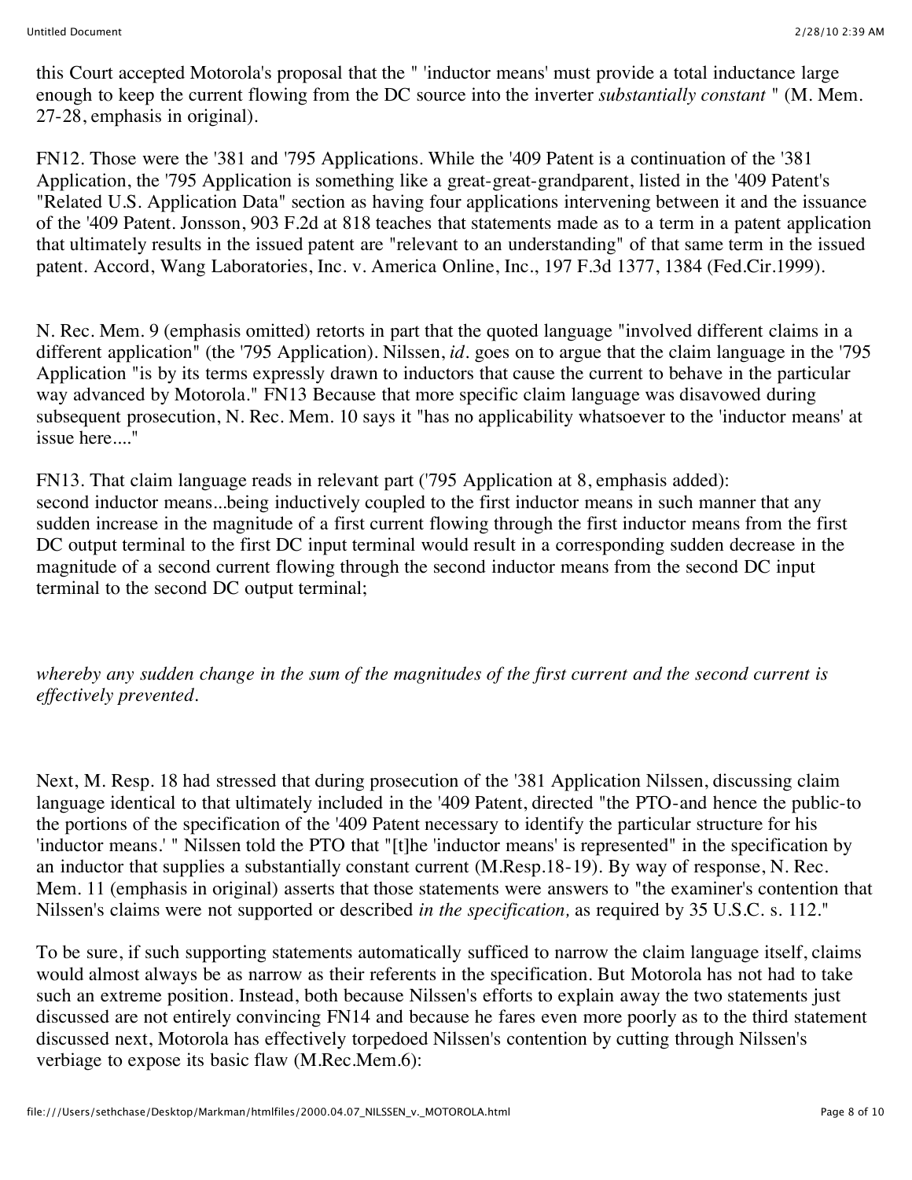this Court accepted Motorola's proposal that the " 'inductor means' must provide a total inductance large enough to keep the current flowing from the DC source into the inverter *substantially constant* " (M. Mem. 27-28, emphasis in original).

FN12. Those were the '381 and '795 Applications. While the '409 Patent is a continuation of the '381 Application, the '795 Application is something like a great-great-grandparent, listed in the '409 Patent's "Related U.S. Application Data" section as having four applications intervening between it and the issuance of the '409 Patent. Jonsson, 903 F.2d at 818 teaches that statements made as to a term in a patent application that ultimately results in the issued patent are "relevant to an understanding" of that same term in the issued patent. Accord, Wang Laboratories, Inc. v. America Online, Inc., 197 F.3d 1377, 1384 (Fed.Cir.1999).

N. Rec. Mem. 9 (emphasis omitted) retorts in part that the quoted language "involved different claims in a different application" (the '795 Application). Nilssen, *id.* goes on to argue that the claim language in the '795 Application "is by its terms expressly drawn to inductors that cause the current to behave in the particular way advanced by Motorola." FN13 Because that more specific claim language was disavowed during subsequent prosecution, N. Rec. Mem. 10 says it "has no applicability whatsoever to the 'inductor means' at issue here...."

FN13. That claim language reads in relevant part ('795 Application at 8, emphasis added):
second inductor means...being inductively coupled to the first inductor means in such manner that any sudden increase in the magnitude of a first current flowing through the first inductor means from the first DC output terminal to the first DC input terminal would result in a corresponding sudden decrease in the magnitude of a second current flowing through the second inductor means from the second DC input terminal to the second DC output terminal;

*whereby any sudden change in the sum of the magnitudes of the first current and the second current is effectively prevented.*

Next, M. Resp. 18 had stressed that during prosecution of the '381 Application Nilssen, discussing claim language identical to that ultimately included in the '409 Patent, directed "the PTO-and hence the public-to the portions of the specification of the '409 Patent necessary to identify the particular structure for his 'inductor means.' " Nilssen told the PTO that "[t]he 'inductor means' is represented" in the specification by an inductor that supplies a substantially constant current (M.Resp.18-19). By way of response, N. Rec. Mem. 11 (emphasis in original) asserts that those statements were answers to "the examiner's contention that Nilssen's claims were not supported or described *in the specification,* as required by 35 U.S.C. s. 112."

To be sure, if such supporting statements automatically sufficed to narrow the claim language itself, claims would almost always be as narrow as their referents in the specification. But Motorola has not had to take such an extreme position. Instead, both because Nilssen's efforts to explain away the two statements just discussed are not entirely convincing FN14 and because he fares even more poorly as to the third statement discussed next, Motorola has effectively torpedoed Nilssen's contention by cutting through Nilssen's verbiage to expose its basic flaw (M.Rec.Mem.6):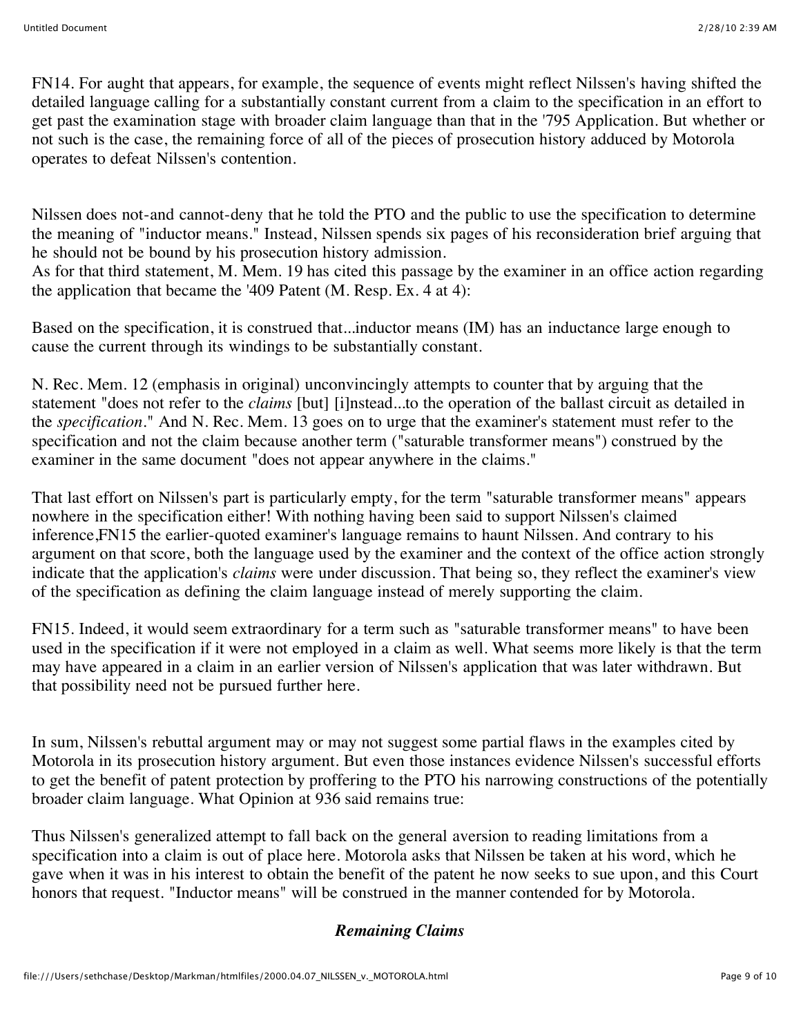FN14. For aught that appears, for example, the sequence of events might reflect Nilssen's having shifted the detailed language calling for a substantially constant current from a claim to the specification in an effort to get past the examination stage with broader claim language than that in the '795 Application. But whether or not such is the case, the remaining force of all of the pieces of prosecution history adduced by Motorola operates to defeat Nilssen's contention.

Nilssen does not-and cannot-deny that he told the PTO and the public to use the specification to determine the meaning of "inductor means." Instead, Nilssen spends six pages of his reconsideration brief arguing that he should not be bound by his prosecution history admission.
As for that third statement, M. Mem. 19 has cited this passage by the examiner in an office action regarding the application that became the '409 Patent (M. Resp. Ex. 4 at 4):

Based on the specification, it is construed that...inductor means (IM) has an inductance large enough to cause the current through its windings to be substantially constant.

N. Rec. Mem. 12 (emphasis in original) unconvincingly attempts to counter that by arguing that the statement "does not refer to the *claims* [but] [i]nstead...to the operation of the ballast circuit as detailed in the *specification*." And N. Rec. Mem. 13 goes on to urge that the examiner's statement must refer to the specification and not the claim because another term ("saturable transformer means") construed by the examiner in the same document "does not appear anywhere in the claims."

That last effort on Nilssen's part is particularly empty, for the term "saturable transformer means" appears nowhere in the specification either! With nothing having been said to support Nilssen's claimed inference,FN15 the earlier-quoted examiner's language remains to haunt Nilssen. And contrary to his argument on that score, both the language used by the examiner and the context of the office action strongly indicate that the application's *claims* were under discussion. That being so, they reflect the examiner's view of the specification as defining the claim language instead of merely supporting the claim.

FN15. Indeed, it would seem extraordinary for a term such as "saturable transformer means" to have been used in the specification if it were not employed in a claim as well. What seems more likely is that the term may have appeared in a claim in an earlier version of Nilssen's application that was later withdrawn. But that possibility need not be pursued further here.

In sum, Nilssen's rebuttal argument may or may not suggest some partial flaws in the examples cited by Motorola in its prosecution history argument. But even those instances evidence Nilssen's successful efforts to get the benefit of patent protection by proffering to the PTO his narrowing constructions of the potentially broader claim language. What Opinion at 936 said remains true:

Thus Nilssen's generalized attempt to fall back on the general aversion to reading limitations from a specification into a claim is out of place here. Motorola asks that Nilssen be taken at his word, which he gave when it was in his interest to obtain the benefit of the patent he now seeks to sue upon, and this Court honors that request. "Inductor means" will be construed in the manner contended for by Motorola.

### *Remaining Claims*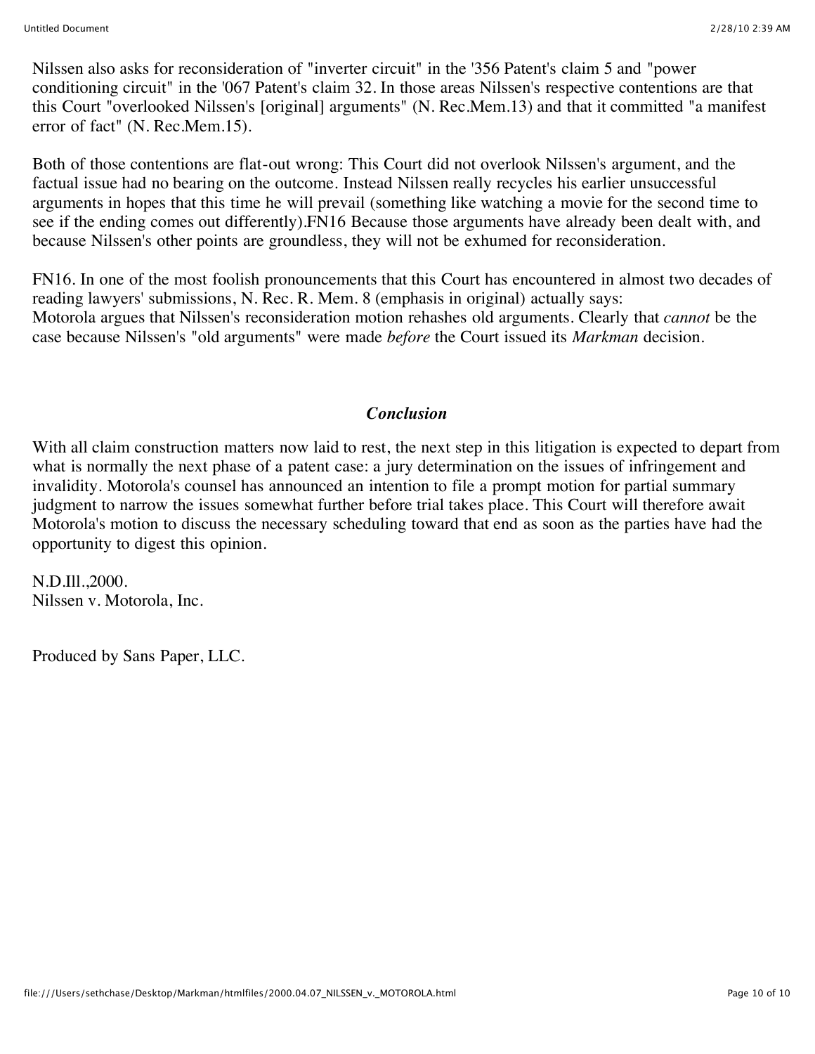Nilssen also asks for reconsideration of "inverter circuit" in the '356 Patent's claim 5 and "power conditioning circuit" in the '067 Patent's claim 32. In those areas Nilssen's respective contentions are that this Court "overlooked Nilssen's [original] arguments" (N. Rec.Mem.13) and that it committed "a manifest error of fact" (N. Rec.Mem.15).

Both of those contentions are flat-out wrong: This Court did not overlook Nilssen's argument, and the factual issue had no bearing on the outcome. Instead Nilssen really recycles his earlier unsuccessful arguments in hopes that this time he will prevail (something like watching a movie for the second time to see if the ending comes out differently).FN16 Because those arguments have already been dealt with, and because Nilssen's other points are groundless, they will not be exhumed for reconsideration.

FN16. In one of the most foolish pronouncements that this Court has encountered in almost two decades of reading lawyers' submissions, N. Rec. R. Mem. 8 (emphasis in original) actually says:
Motorola argues that Nilssen's reconsideration motion rehashes old arguments. Clearly that *cannot* be the case because Nilssen's "old arguments" were made *before* the Court issued its *Markman* decision.

### *Conclusion*

With all claim construction matters now laid to rest, the next step in this litigation is expected to depart from what is normally the next phase of a patent case: a jury determination on the issues of infringement and invalidity. Motorola's counsel has announced an intention to file a prompt motion for partial summary judgment to narrow the issues somewhat further before trial takes place. This Court will therefore await Motorola's motion to discuss the necessary scheduling toward that end as soon as the parties have had the opportunity to digest this opinion.

N.D.Ill.,2000.
Nilssen v. Motorola, Inc.

Produced by Sans Paper, LLC.